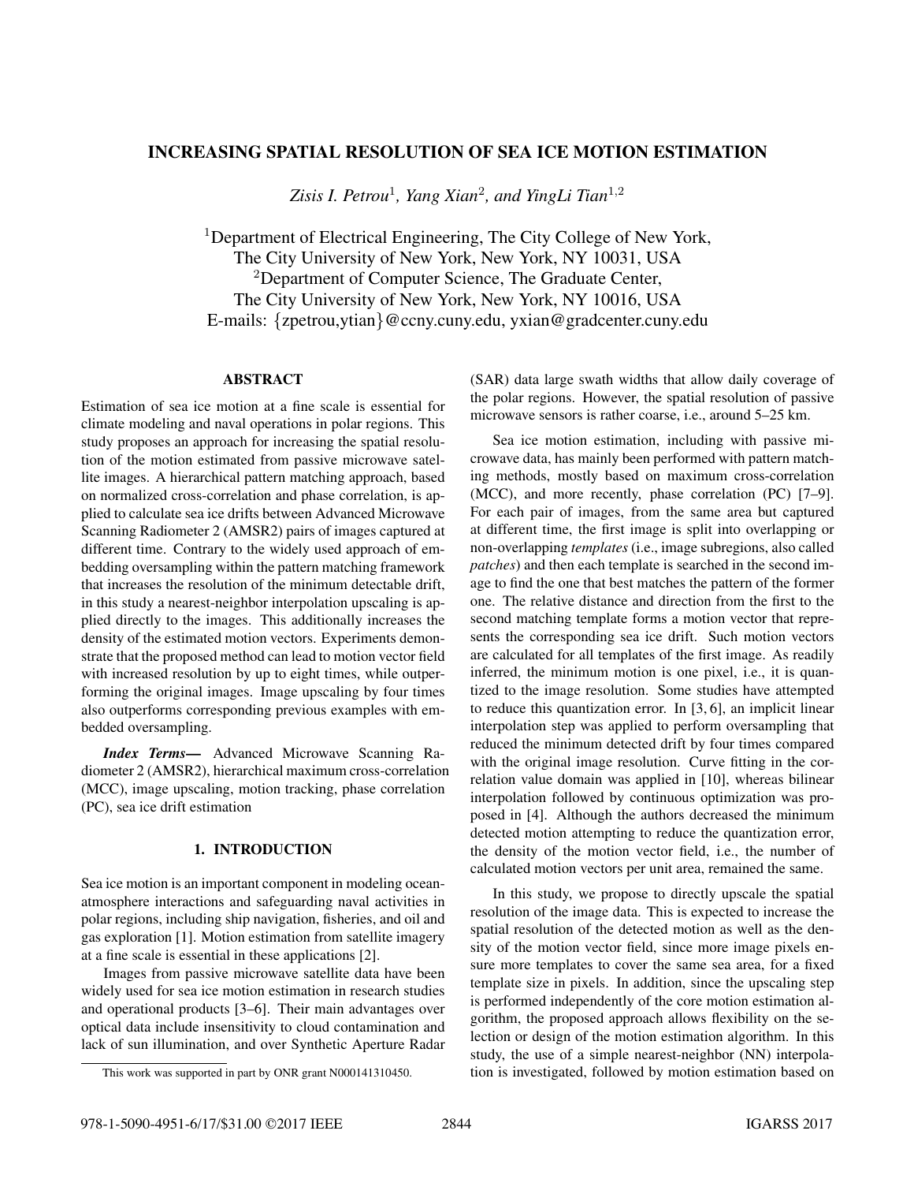# INCREASING SPATIAL RESOLUTION OF SEA ICE MOTION ESTIMATION

*Zisis I. Petrou*[1], *Yang Xian*[2], *and YingLi Tian*[1,2]

[1]Department of Electrical Engineering, The City College of New York,
The City University of New York, New York, NY 10031, USA
[2]Department of Computer Science, The Graduate Center,
The City University of New York, New York, NY 10016, USA
E-mails: {zpetrou,ytian}@ccny.cuny.edu, yxian@gradcenter.cuny.edu

## ABSTRACT

Estimation of sea ice motion at a fine scale is essential for climate modeling and naval operations in polar regions. This study proposes an approach for increasing the spatial resolution of the motion estimated from passive microwave satellite images. A hierarchical pattern matching approach, based on normalized cross-correlation and phase correlation, is applied to calculate sea ice drifts between Advanced Microwave Scanning Radiometer 2 (AMSR2) pairs of images captured at different time. Contrary to the widely used approach of embedding oversampling within the pattern matching framework that increases the resolution of the minimum detectable drift, in this study a nearest-neighbor interpolation upscaling is applied directly to the images. This additionally increases the density of the estimated motion vectors. Experiments demonstrate that the proposed method can lead to motion vector field with increased resolution by up to eight times, while outperforming the original images. Image upscaling by four times also outperforms corresponding previous examples with embedded oversampling.

***Index Terms***— Advanced Microwave Scanning Radiometer 2 (AMSR2), hierarchical maximum cross-correlation (MCC), image upscaling, motion tracking, phase correlation (PC), sea ice drift estimation

## 1. INTRODUCTION

Sea ice motion is an important component in modeling ocean-atmosphere interactions and safeguarding naval activities in polar regions, including ship navigation, fisheries, and oil and gas exploration [1]. Motion estimation from satellite imagery at a fine scale is essential in these applications [2].

Images from passive microwave satellite data have been widely used for sea ice motion estimation in research studies and operational products [3–6]. Their main advantages over optical data include insensitivity to cloud contamination and lack of sun illumination, and over Synthetic Aperture Radar (SAR) data large swath widths that allow daily coverage of the polar regions. However, the spatial resolution of passive microwave sensors is rather coarse, i.e., around 5–25 km.

Sea ice motion estimation, including with passive microwave data, has mainly been performed with pattern matching methods, mostly based on maximum cross-correlation (MCC), and more recently, phase correlation (PC) [7–9]. For each pair of images, from the same area but captured at different time, the first image is split into overlapping or non-overlapping *templates* (i.e., image subregions, also called *patches*) and then each template is searched in the second image to find the one that best matches the pattern of the former one. The relative distance and direction from the first to the second matching template forms a motion vector that represents the corresponding sea ice drift. Such motion vectors are calculated for all templates of the first image. As readily inferred, the minimum motion is one pixel, i.e., it is quantized to the image resolution. Some studies have attempted to reduce this quantization error. In [3, 6], an implicit linear interpolation step was applied to perform oversampling that reduced the minimum detected drift by four times compared with the original image resolution. Curve fitting in the correlation value domain was applied in [10], whereas bilinear interpolation followed by continuous optimization was proposed in [4]. Although the authors decreased the minimum detected motion attempting to reduce the quantization error, the density of the motion vector field, i.e., the number of calculated motion vectors per unit area, remained the same.

In this study, we propose to directly upscale the spatial resolution of the image data. This is expected to increase the spatial resolution of the detected motion as well as the density of the motion vector field, since more image pixels ensure more templates to cover the same sea area, for a fixed template size in pixels. In addition, since the upscaling step is performed independently of the core motion estimation algorithm, the proposed approach allows flexibility on the selection or design of the motion estimation algorithm. In this study, the use of a simple nearest-neighbor (NN) interpolation is investigated, followed by motion estimation based on

This work was supported in part by ONR grant N000141310450.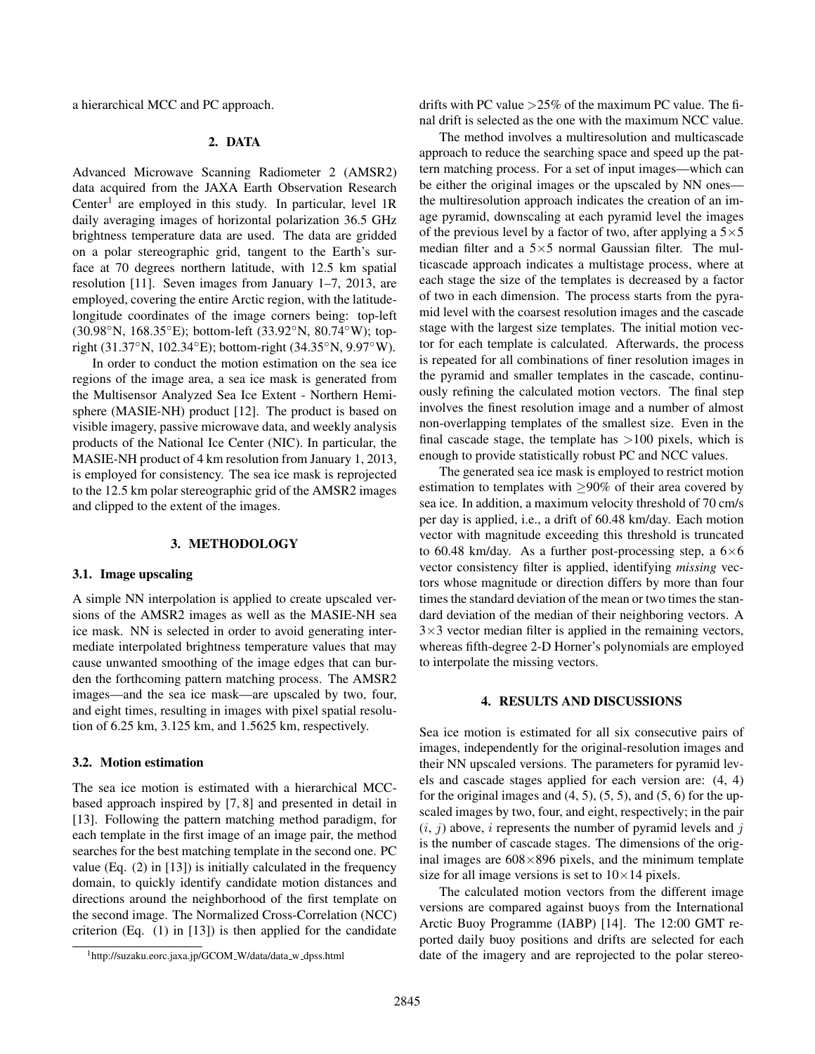a hierarchical MCC and PC approach.

## 2. DATA

Advanced Microwave Scanning Radiometer 2 (AMSR2) data acquired from the JAXA Earth Observation Research Center[1] are employed in this study. In particular, level 1R daily averaging images of horizontal polarization 36.5 GHz brightness temperature data are used. The data are gridded on a polar stereographic grid, tangent to the Earth's surface at 70 degrees northern latitude, with 12.5 km spatial resolution [11]. Seven images from January 1–7, 2013, are employed, covering the entire Arctic region, with the latitude-longitude coordinates of the image corners being: top-left (30.98°N, 168.35°E); bottom-left (33.92°N, 80.74°W); top-right (31.37°N, 102.34°E); bottom-right (34.35°N, 9.97°W).

In order to conduct the motion estimation on the sea ice regions of the image area, a sea ice mask is generated from the Multisensor Analyzed Sea Ice Extent - Northern Hemisphere (MASIE-NH) product [12]. The product is based on visible imagery, passive microwave data, and weekly analysis products of the National Ice Center (NIC). In particular, the MASIE-NH product of 4 km resolution from January 1, 2013, is employed for consistency. The sea ice mask is reprojected to the 12.5 km polar stereographic grid of the AMSR2 images and clipped to the extent of the images.

## 3. METHODOLOGY

### 3.1. Image upscaling

A simple NN interpolation is applied to create upscaled versions of the AMSR2 images as well as the MASIE-NH sea ice mask. NN is selected in order to avoid generating intermediate interpolated brightness temperature values that may cause unwanted smoothing of the image edges that can burden the forthcoming pattern matching process. The AMSR2 images—and the sea ice mask—are upscaled by two, four, and eight times, resulting in images with pixel spatial resolution of 6.25 km, 3.125 km, and 1.5625 km, respectively.

### 3.2. Motion estimation

The sea ice motion is estimated with a hierarchical MCC-based approach inspired by [7, 8] and presented in detail in [13]. Following the pattern matching method paradigm, for each template in the first image of an image pair, the method searches for the best matching template in the second one. PC value (Eq. (2) in [13]) is initially calculated in the frequency domain, to quickly identify candidate motion distances and directions around the neighborhood of the first template on the second image. The Normalized Cross-Correlation (NCC) criterion (Eq. (1) in [13]) is then applied for the candidate drifts with PC value $>25\%$ of the maximum PC value. The final drift is selected as the one with the maximum NCC value.

The method involves a multiresolution and multicascade approach to reduce the searching space and speed up the pattern matching process. For a set of input images—which can be either the original images or the upscaled by NN ones—the multiresolution approach indicates the creation of an image pyramid, downscaling at each pyramid level the images of the previous level by a factor of two, after applying a $5\times5$ median filter and a $5\times5$ normal Gaussian filter. The multicascade approach indicates a multistage process, where at each stage the size of the templates is decreased by a factor of two in each dimension. The process starts from the pyramid level with the coarsest resolution images and the cascade stage with the largest size templates. The initial motion vector for each template is calculated. Afterwards, the process is repeated for all combinations of finer resolution images in the pyramid and smaller templates in the cascade, continuously refining the calculated motion vectors. The final step involves the finest resolution image and a number of almost non-overlapping templates of the smallest size. Even in the final cascade stage, the template has $>100$ pixels, which is enough to provide statistically robust PC and NCC values.

The generated sea ice mask is employed to restrict motion estimation to templates with $\geq90\%$ of their area covered by sea ice. In addition, a maximum velocity threshold of 70 cm/s per day is applied, i.e., a drift of 60.48 km/day. Each motion vector with magnitude exceeding this threshold is truncated to 60.48 km/day. As a further post-processing step, a $6\times6$ vector consistency filter is applied, identifying *missing* vectors whose magnitude or direction differs by more than four times the standard deviation of the mean or two times the standard deviation of the median of their neighboring vectors. A $3\times3$ vector median filter is applied in the remaining vectors, whereas fifth-degree 2-D Horner's polynomials are employed to interpolate the missing vectors.

## 4. RESULTS AND DISCUSSIONS

Sea ice motion is estimated for all six consecutive pairs of images, independently for the original-resolution images and their NN upscaled versions. The parameters for pyramid levels and cascade stages applied for each version are: (4, 4) for the original images and (4, 5), (5, 5), and (5, 6) for the upscaled images by two, four, and eight, respectively; in the pair $(i, j)$ above, $i$ represents the number of pyramid levels and $j$ is the number of cascade stages. The dimensions of the original images are $608\times896$ pixels, and the minimum template size for all image versions is set to $10\times14$ pixels.

The calculated motion vectors from the different image versions are compared against buoys from the International Arctic Buoy Programme (IABP) [14]. The 12:00 GMT reported daily buoy positions and drifts are selected for each date of the imagery and are reprojected to the polar stereo-

[1] http://suzaku.eorc.jaxa.jp/GCOM_W/data/data_w_dpss.html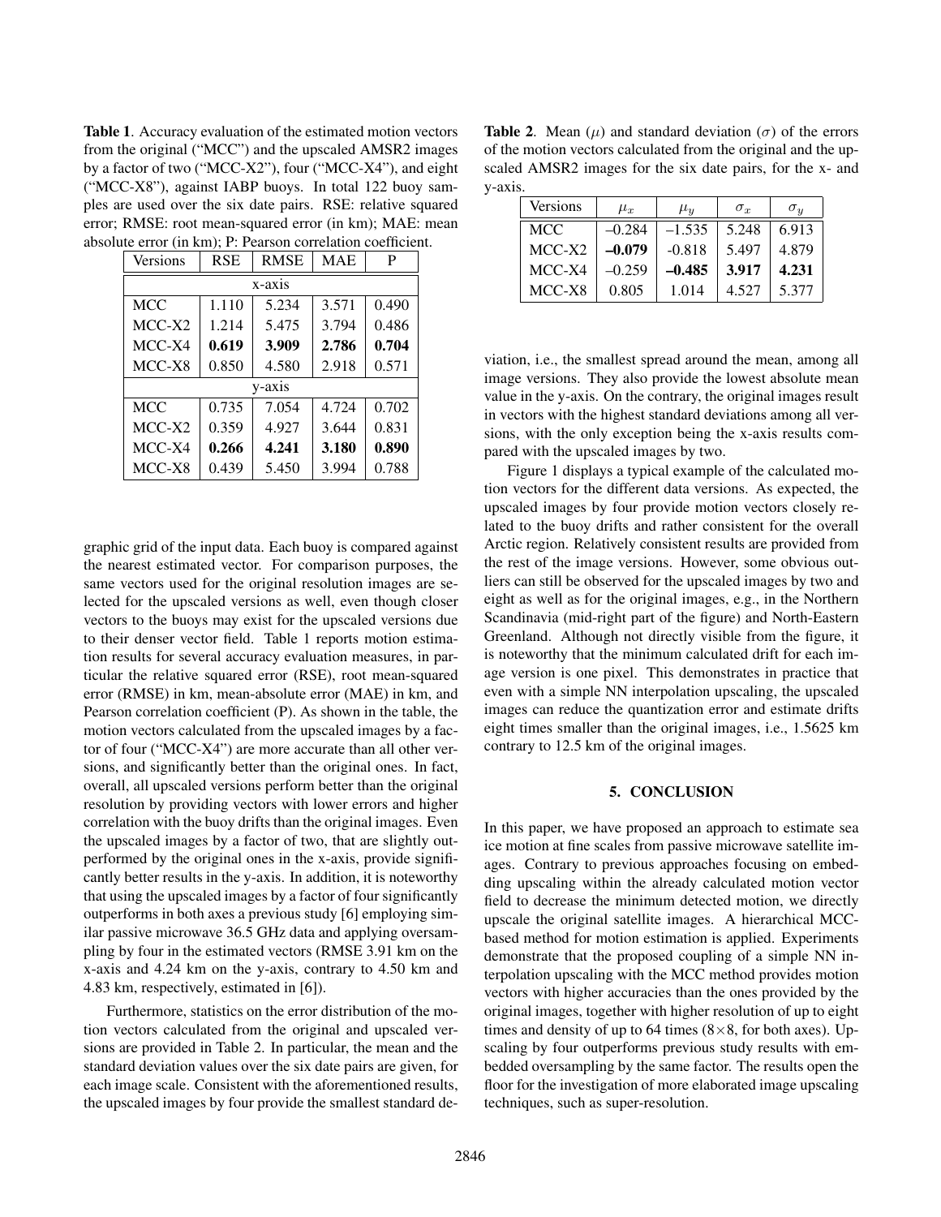**Table 1**. Accuracy evaluation of the estimated motion vectors from the original ("MCC") and the upscaled AMSR2 images by a factor of two ("MCC-X2"), four ("MCC-X4"), and eight ("MCC-X8"), against IABP buoys. In total 122 buoy samples are used over the six date pairs. RSE: relative squared error; RMSE: root mean-squared error (in km); MAE: mean absolute error (in km); P: Pearson correlation coefficient.

| Versions | RSE | RMSE | MAE | P |
|---|---|---|---|---|
| x-axis | | | | |
| MCC | 1.110 | 5.234 | 3.571 | 0.490 |
| MCC-X2 | 1.214 | 5.475 | 3.794 | 0.486 |
| MCC-X4 | **0.619** | **3.909** | **2.786** | **0.704** |
| MCC-X8 | 0.850 | 4.580 | 2.918 | 0.571 |
| y-axis | | | | |
| MCC | 0.735 | 7.054 | 4.724 | 0.702 |
| MCC-X2 | 0.359 | 4.927 | 3.644 | 0.831 |
| MCC-X4 | **0.266** | **4.241** | **3.180** | **0.890** |
| MCC-X8 | 0.439 | 5.450 | 3.994 | 0.788 |

graphic grid of the input data. Each buoy is compared against the nearest estimated vector. For comparison purposes, the same vectors used for the original resolution images are selected for the upscaled versions as well, even though closer vectors to the buoys may exist for the upscaled versions due to their denser vector field. Table 1 reports motion estimation results for several accuracy evaluation measures, in particular the relative squared error (RSE), root mean-squared error (RMSE) in km, mean-absolute error (MAE) in km, and Pearson correlation coefficient (P). As shown in the table, the motion vectors calculated from the upscaled images by a factor of four ("MCC-X4") are more accurate than all other versions, and significantly better than the original ones. In fact, overall, all upscaled versions perform better than the original resolution by providing vectors with lower errors and higher correlation with the buoy drifts than the original images. Even the upscaled images by a factor of two, that are slightly outperformed by the original ones in the x-axis, provide significantly better results in the y-axis. In addition, it is noteworthy that using the upscaled images by a factor of four significantly outperforms in both axes a previous study [6] employing similar passive microwave 36.5 GHz data and applying oversampling by four in the estimated vectors (RMSE 3.91 km on the x-axis and 4.24 km on the y-axis, contrary to 4.50 km and 4.83 km, respectively, estimated in [6]).

Furthermore, statistics on the error distribution of the motion vectors calculated from the original and upscaled versions are provided in Table 2. In particular, the mean and the standard deviation values over the six date pairs are given, for each image scale. Consistent with the aforementioned results, the upscaled images by four provide the smallest standard deviation, i.e., the smallest spread around the mean, among all image versions. They also provide the lowest absolute mean value in the y-axis. On the contrary, the original images result in vectors with the highest standard deviations among all versions, with the only exception being the x-axis results compared with the upscaled images by two.

**Table 2**. Mean ($\mu$) and standard deviation ($\sigma$) of the errors of the motion vectors calculated from the original and the upscaled AMSR2 images for the six date pairs, for the x- and y-axis.

| Versions | $\mu_x$ | $\mu_y$ | $\sigma_x$ | $\sigma_y$ |
|---|---|---|---|---|
| MCC | –0.284 | –1.535 | 5.248 | 6.913 |
| MCC-X2 | **–0.079** | -0.818 | 5.497 | 4.879 |
| MCC-X4 | –0.259 | **–0.485** | **3.917** | **4.231** |
| MCC-X8 | 0.805 | 1.014 | 4.527 | 5.377 |

Figure 1 displays a typical example of the calculated motion vectors for the different data versions. As expected, the upscaled images by four provide motion vectors closely related to the buoy drifts and rather consistent for the overall Arctic region. Relatively consistent results are provided from the rest of the image versions. However, some obvious outliers can still be observed for the upscaled images by two and eight as well as for the original images, e.g., in the Northern Scandinavia (mid-right part of the figure) and North-Eastern Greenland. Although not directly visible from the figure, it is noteworthy that the minimum calculated drift for each image version is one pixel. This demonstrates in practice that even with a simple NN interpolation upscaling, the upscaled images can reduce the quantization error and estimate drifts eight times smaller than the original images, i.e., 1.5625 km contrary to 12.5 km of the original images.

## 5. CONCLUSION

In this paper, we have proposed an approach to estimate sea ice motion at fine scales from passive microwave satellite images. Contrary to previous approaches focusing on embedding upscaling within the already calculated motion vector field to decrease the minimum detected motion, we directly upscale the original satellite images. A hierarchical MCC-based method for motion estimation is applied. Experiments demonstrate that the proposed coupling of a simple NN interpolation upscaling with the MCC method provides motion vectors with higher accuracies than the ones provided by the original images, together with higher resolution of up to eight times and density of up to 64 times ($8 \times 8$, for both axes). Upscaling by four outperforms previous study results with embedded oversampling by the same factor. The results open the floor for the investigation of more elaborated image upscaling techniques, such as super-resolution.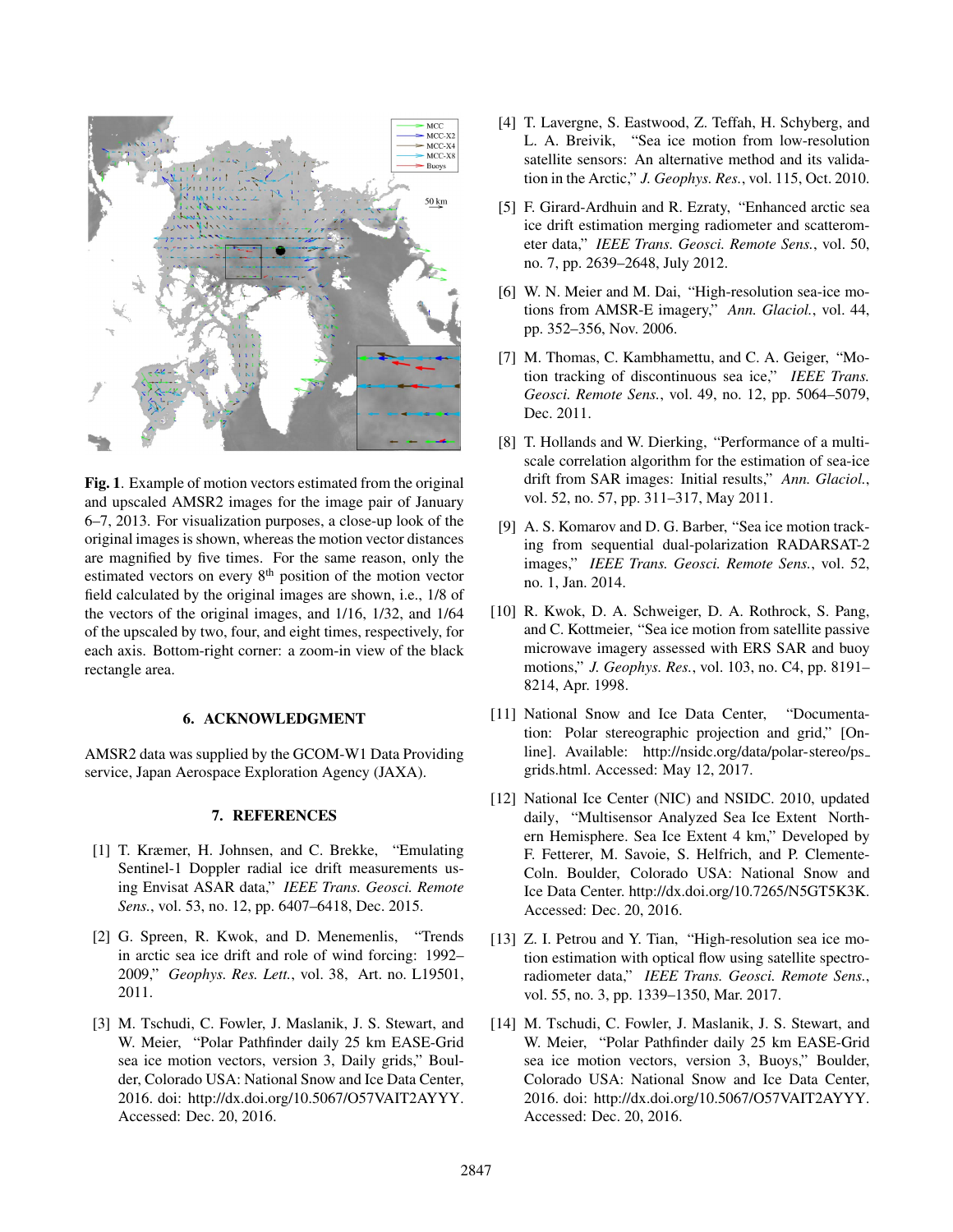MCC
MCC-X2
MCC-X4
MCC-X8
Buoys
50 km

**Fig. 1**. Example of motion vectors estimated from the original and upscaled AMSR2 images for the image pair of January 6–7, 2013. For visualization purposes, a close-up look of the original images is shown, whereas the motion vector distances are magnified by five times. For the same reason, only the estimated vectors on every 8th position of the motion vector field calculated by the original images are shown, i.e., 1/8 of the vectors of the original images, and 1/16, 1/32, and 1/64 of the upscaled by two, four, and eight times, respectively, for each axis. Bottom-right corner: a zoom-in view of the black rectangle area.

## 6. ACKNOWLEDGMENT

AMSR2 data was supplied by the GCOM-W1 Data Providing service, Japan Aerospace Exploration Agency (JAXA).

## 7. REFERENCES

[1] T. Kræmer, H. Johnsen, and C. Brekke, "Emulating Sentinel-1 Doppler radial ice drift measurements using Envisat ASAR data," *IEEE Trans. Geosci. Remote Sens.*, vol. 53, no. 12, pp. 6407–6418, Dec. 2015.

[2] G. Spreen, R. Kwok, and D. Menemenlis, "Trends in arctic sea ice drift and role of wind forcing: 1992–2009," *Geophys. Res. Lett.*, vol. 38, Art. no. L19501, 2011.

[3] M. Tschudi, C. Fowler, J. Maslanik, J. S. Stewart, and W. Meier, "Polar Pathfinder daily 25 km EASE-Grid sea ice motion vectors, version 3, Daily grids," Boulder, Colorado USA: National Snow and Ice Data Center, 2016. doi: http://dx.doi.org/10.5067/O57VAIT2AYYY. Accessed: Dec. 20, 2016.

[4] T. Lavergne, S. Eastwood, Z. Teffah, H. Schyberg, and L. A. Breivik, "Sea ice motion from low-resolution satellite sensors: An alternative method and its validation in the Arctic," *J. Geophys. Res.*, vol. 115, Oct. 2010.

[5] F. Girard-Ardhuin and R. Ezraty, "Enhanced arctic sea ice drift estimation merging radiometer and scatterometer data," *IEEE Trans. Geosci. Remote Sens.*, vol. 50, no. 7, pp. 2639–2648, July 2012.

[6] W. N. Meier and M. Dai, "High-resolution sea-ice motions from AMSR-E imagery," *Ann. Glaciol.*, vol. 44, pp. 352–356, Nov. 2006.

[7] M. Thomas, C. Kambhamettu, and C. A. Geiger, "Motion tracking of discontinuous sea ice," *IEEE Trans. Geosci. Remote Sens.*, vol. 49, no. 12, pp. 5064–5079, Dec. 2011.

[8] T. Hollands and W. Dierking, "Performance of a multiscale correlation algorithm for the estimation of sea-ice drift from SAR images: Initial results," *Ann. Glaciol.*, vol. 52, no. 57, pp. 311–317, May 2011.

[9] A. S. Komarov and D. G. Barber, "Sea ice motion tracking from sequential dual-polarization RADARSAT-2 images," *IEEE Trans. Geosci. Remote Sens.*, vol. 52, no. 1, Jan. 2014.

[10] R. Kwok, D. A. Schweiger, D. A. Rothrock, S. Pang, and C. Kottmeier, "Sea ice motion from satellite passive microwave imagery assessed with ERS SAR and buoy motions," *J. Geophys. Res.*, vol. 103, no. C4, pp. 8191–8214, Apr. 1998.

[11] National Snow and Ice Data Center, "Documentation: Polar stereographic projection and grid," [Online]. Available: http://nsidc.org/data/polar-stereo/ps_grids.html. Accessed: May 12, 2017.

[12] National Ice Center (NIC) and NSIDC. 2010, updated daily, "Multisensor Analyzed Sea Ice Extent Northern Hemisphere. Sea Ice Extent 4 km," Developed by F. Fetterer, M. Savoie, S. Helfrich, and P. Clemente-Coln. Boulder, Colorado USA: National Snow and Ice Data Center. http://dx.doi.org/10.7265/N5GT5K3K. Accessed: Dec. 20, 2016.

[13] Z. I. Petrou and Y. Tian, "High-resolution sea ice motion estimation with optical flow using satellite spectroradiometer data," *IEEE Trans. Geosci. Remote Sens.*, vol. 55, no. 3, pp. 1339–1350, Mar. 2017.

[14] M. Tschudi, C. Fowler, J. Maslanik, J. S. Stewart, and W. Meier, "Polar Pathfinder daily 25 km EASE-Grid sea ice motion vectors, version 3, Buoys," Boulder, Colorado USA: National Snow and Ice Data Center, 2016. doi: http://dx.doi.org/10.5067/O57VAIT2AYYY. Accessed: Dec. 20, 2016.